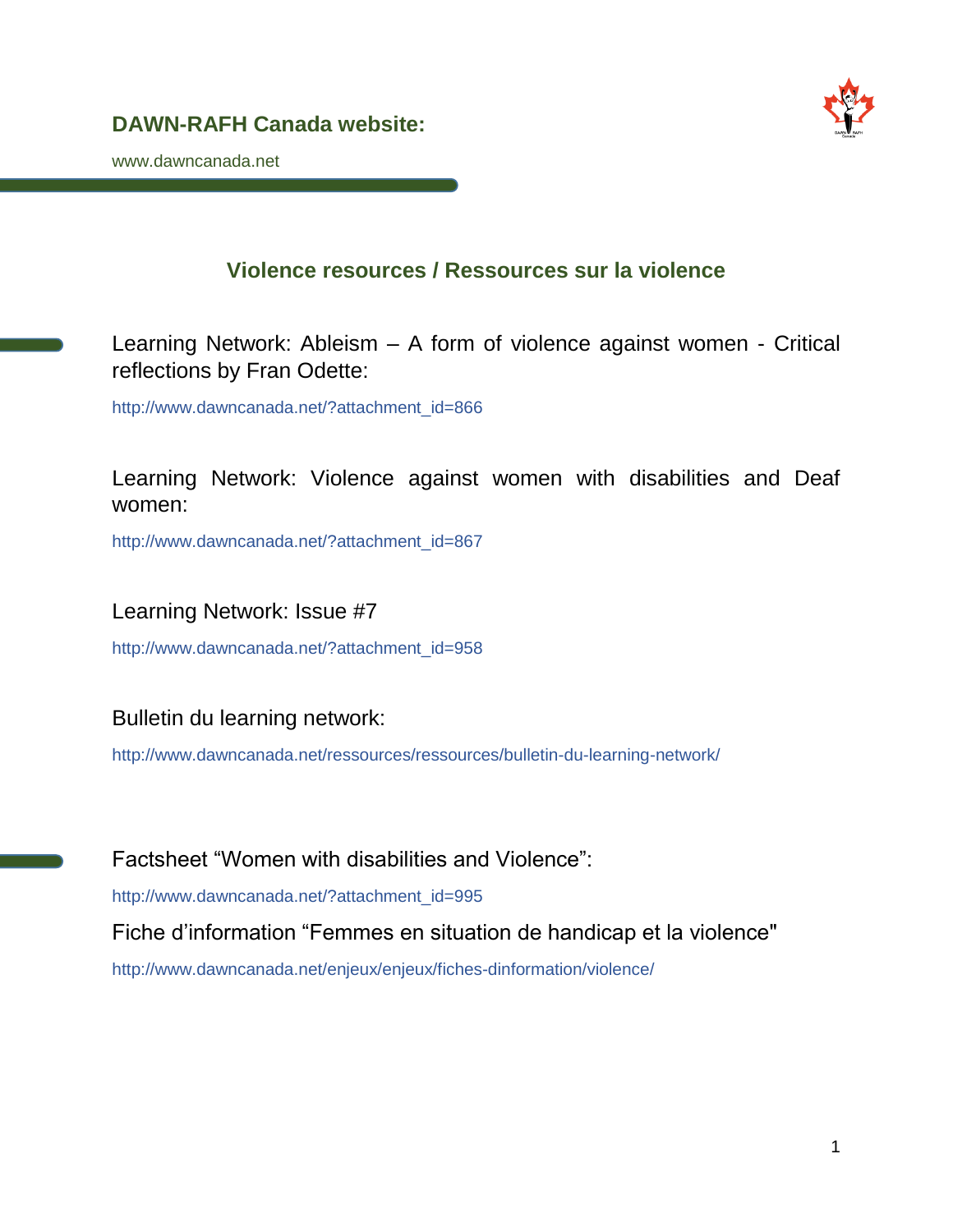## DAWN-RAFH Canada website:

www.dawncanada.net

### Violence resources / Ressources sur la violence

Learning Network: Ableism – A form of violence against women - Critical reflections by Fran Odette:

http://www.dawncanada.net/?attachment_id=866

Learning Network: Violence against women with disabilities and Deaf women:

http://www.dawncanada.net/?attachment_id=867

Learning Network: Issue #7

http://www.dawncanada.net/?attachment_id=958

Bulletin du learning network:

http://www.dawncanada.net/ressources/ressources/bulletin-du-learning-network/

Factsheet “Women with disabilities and Violence”:

http://www.dawncanada.net/?attachment_id=995

Fiche d’information “Femmes en situation de handicap et la violence"

http://www.dawncanada.net/enjeux/enjeux/fiches-dinformation/violence/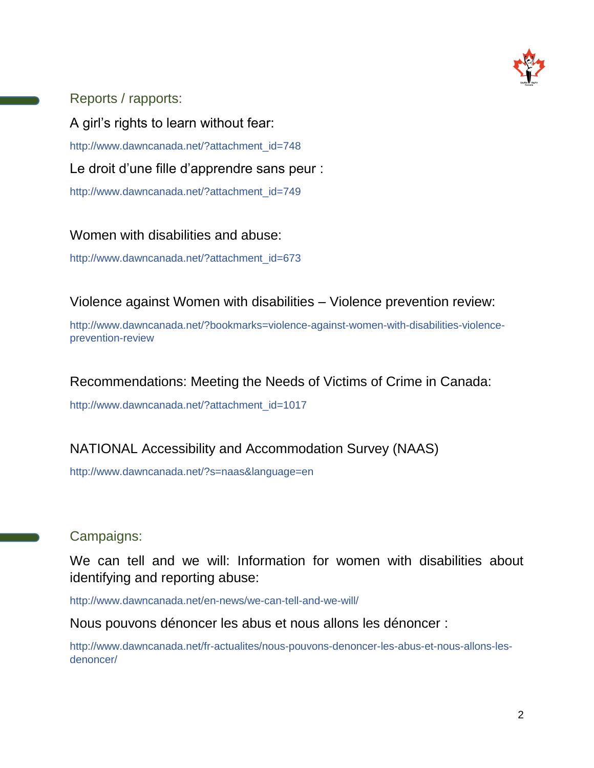## Reports / rapports:

A girl's rights to learn without fear:

http://www.dawncanada.net/?attachment_id=748

Le droit d'une fille d'apprendre sans peur :

http://www.dawncanada.net/?attachment_id=749

Women with disabilities and abuse:

http://www.dawncanada.net/?attachment_id=673

Violence against Women with disabilities – Violence prevention review:

http://www.dawncanada.net/?bookmarks=violence-against-women-with-disabilities-violence-prevention-review

Recommendations: Meeting the Needs of Victims of Crime in Canada:

http://www.dawncanada.net/?attachment_id=1017

NATIONAL Accessibility and Accommodation Survey (NAAS)

http://www.dawncanada.net/?s=naas&language=en

## Campaigns:

We can tell and we will: Information for women with disabilities about identifying and reporting abuse:

http://www.dawncanada.net/en-news/we-can-tell-and-we-will/

Nous pouvons dénoncer les abus et nous allons les dénoncer :

http://www.dawncanada.net/fr-actualites/nous-pouvons-denoncer-les-abus-et-nous-allons-les-denoncer/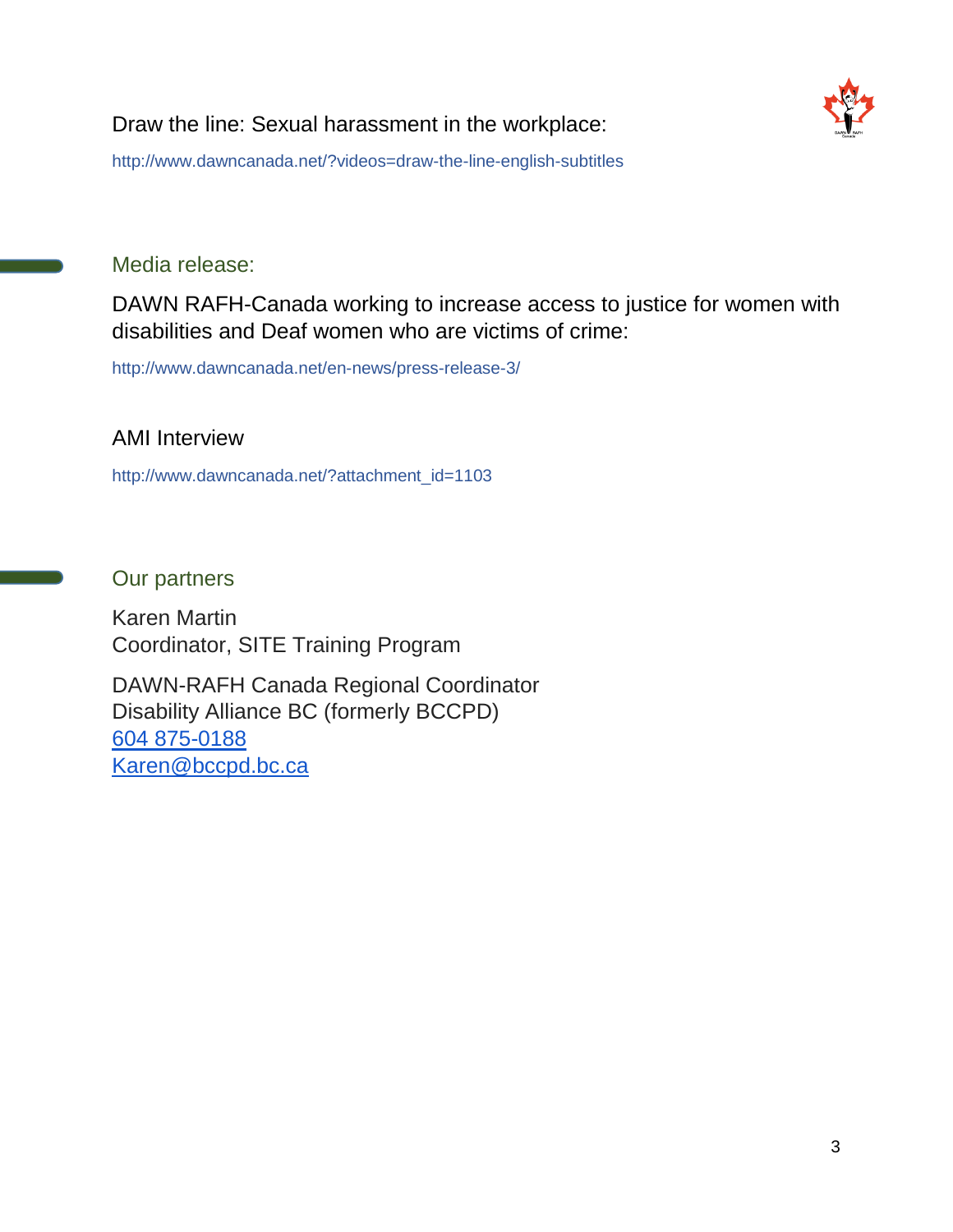Draw the line: Sexual harassment in the workplace:

http://www.dawncanada.net/?videos=draw-the-line-english-subtitles

## Media release:

DAWN RAFH-Canada working to increase access to justice for women with disabilities and Deaf women who are victims of crime:

http://www.dawncanada.net/en-news/press-release-3/

AMI Interview

http://www.dawncanada.net/?attachment_id=1103

## Our partners

Karen Martin
Coordinator, SITE Training Program

DAWN-RAFH Canada Regional Coordinator
Disability Alliance BC (formerly BCCPD)
604 875-0188
Karen@bccpd.bc.ca